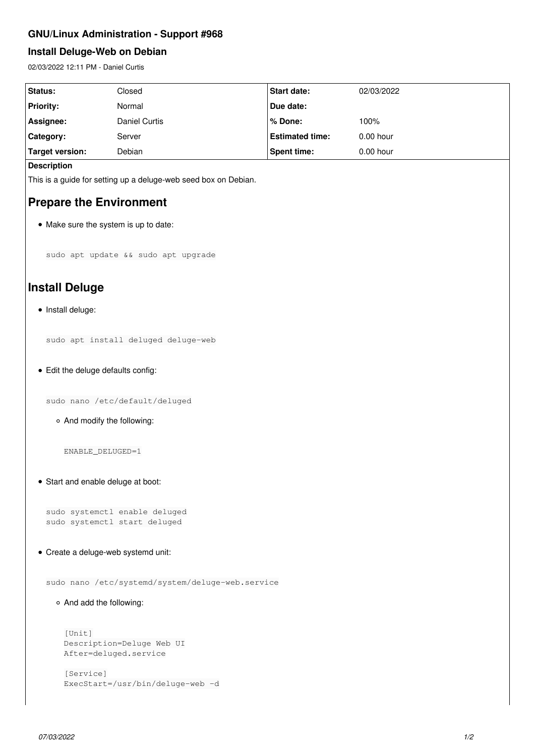# GNU/Linux Administration - Support #968

## Install Deluge-Web on Debian

02/03/2022 12:11 PM - Daniel Curtis

| Status: | Closed | Start date: | 02/03/2022 |
|---|---|---|---|
| Priority: | Normal | Due date: | |
| Assignee: | Daniel Curtis | % Done: | 100% |
| Category: | Server | Estimated time: | 0.00 hour |
| Target version: | Debian | Spent time: | 0.00 hour |

**Description**

This is a guide for setting up a deluge-web seed box on Debian.

# Prepare the Environment

- Make sure the system is up to date:

```
sudo apt update && sudo apt upgrade
```

# Install Deluge

- Install deluge:

```
sudo apt install deluged deluge-web
```

- Edit the deluge defaults config:

```
sudo nano /etc/default/deluged
```

  - And modify the following:

```
ENABLE_DELUGED=1
```

- Start and enable deluge at boot:

```
sudo systemctl enable deluged
sudo systemctl start deluged
```

- Create a deluge-web systemd unit:

```
sudo nano /etc/systemd/system/deluge-web.service
```

  - And add the following:

```
[Unit]
Description=Deluge Web UI
After=deluged.service

[Service]
ExecStart=/usr/bin/deluge-web -d
```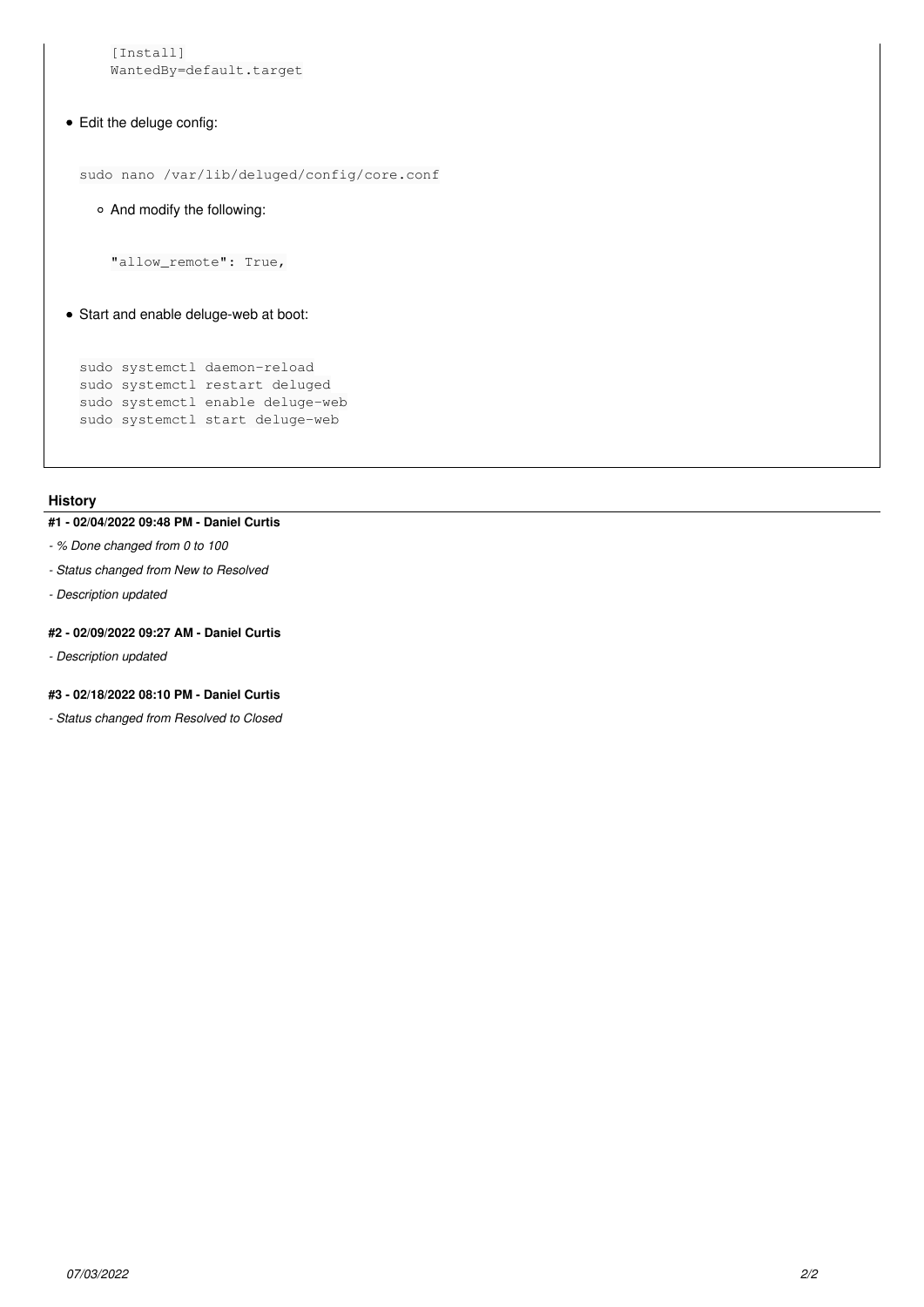```
[Install]
WantedBy=default.target
```

- Edit the deluge config:

```
sudo nano /var/lib/deluged/config/core.conf
```

  - And modify the following:

```
"allow_remote": True,
```

- Start and enable deluge-web at boot:

```
sudo systemctl daemon-reload
sudo systemctl restart deluged
sudo systemctl enable deluge-web
sudo systemctl start deluge-web
```

### History

#### #1 - 02/04/2022 09:48 PM - Daniel Curtis

*- % Done changed from 0 to 100*

*- Status changed from New to Resolved*

*- Description updated*

#### #2 - 02/09/2022 09:27 AM - Daniel Curtis

*- Description updated*

#### #3 - 02/18/2022 08:10 PM - Daniel Curtis

*- Status changed from Resolved to Closed*